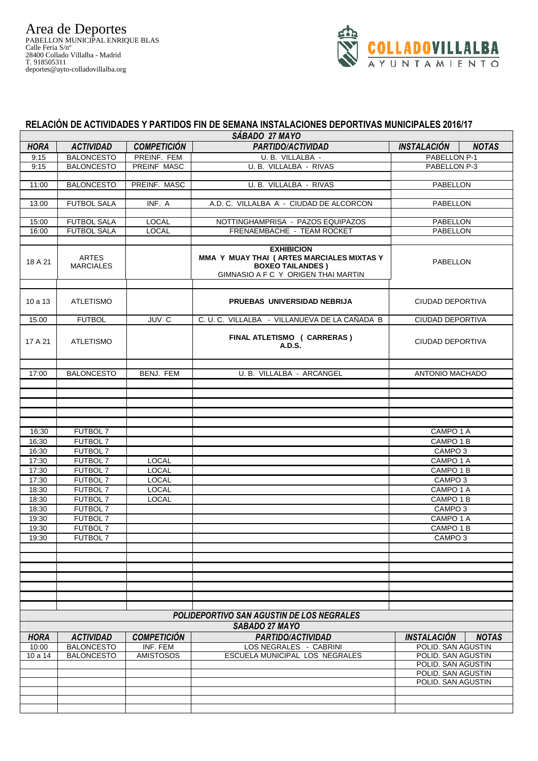Area de Deportes
PABELLON MUNICIPAL ENRIQUE BLAS
Calle Feria S/nº
28400 Collado Villalba - Madrid
T. 918505311
deportes@ayto-colladovillalba.org

COLLADOVILLALBA
AYUNTAMIENTO

## RELACIÓN DE ACTIVIDADES Y PARTIDOS FIN DE SEMANA INSTALACIONES DEPORTIVAS MUNICIPALES 2016/17

**SÁBADO 27 MAYO**

| HORA | ACTIVIDAD | COMPETICIÓN | PARTIDO/ACTIVIDAD | INSTALACIÓN | NOTAS |
|---|---|---|---|---|---|
| 9:15 | BALONCESTO | PREINF. FEM | U. B. VILLALBA - | PABELLON P-1 | |
| 9:15 | BALONCESTO | PREINF MASC | U. B. VILLALBA - RIVAS | PABELLON P-3 | |
| | | | | | |
| 11:00 | BALONCESTO | PREINF. MASC | U. B. VILLALBA - RIVAS | PABELLON | |
| | | | | | |
| 13.00 | FUTBOL SALA | INF. A | A.D. C. VILLALBA A - CIUDAD DE ALCORCON | PABELLON | |
| | | | | | |
| 15:00 | FUTBOL SALA | LOCAL | NOTTINGHAMPRISA - PAZOS EQUIPAZOS | PABELLON | |
| 16:00 | FUTBOL SALA | LOCAL | FRENAEMBACHE - TEAM ROCKET | PABELLON | |
| | | | | | |
| 18 A 21 | ARTES MARCIALES | | **EXHIBICION MMA Y MUAY THAI ( ARTES MARCIALES MIXTAS Y BOXEO TAILANDES )** GIMNASIO A F C Y ORIGEN THAI MARTIN | PABELLON | |
| | | | | | |
| 10 a 13 | ATLETISMO | | **PRUEBAS UNIVERSIDAD NEBRIJA** | CIUDAD DEPORTIVA | |
| 15.00 | FUTBOL | JUV C | C. U. C. VILLALBA - VILLANUEVA DE LA CAÑADA B | CIUDAD DEPORTIVA | |
| 17 A 21 | ATLETISMO | | **FINAL ATLETISMO ( CARRERAS ) A.D.S.** | CIUDAD DEPORTIVA | |
| | | | | | |
| 17:00 | BALONCESTO | BENJ. FEM | U. B. VILLALBA - ARCANGEL | ANTONIO MACHADO | |
| | | | | | |
| | | | | | |
| | | | | | |
| | | | | | |
| | | | | | |
| 16:30 | FUTBOL 7 | | | CAMPO 1 A | |
| 16:30 | FUTBOL 7 | | | CAMPO 1 B | |
| 16:30 | FUTBOL 7 | | | CAMPO 3 | |
| 17:30 | FUTBOL 7 | LOCAL | | CAMPO 1 A | |
| 17:30 | FUTBOL 7 | LOCAL | | CAMPO 1 B | |
| 17:30 | FUTBOL 7 | LOCAL | | CAMPO 3 | |
| 18:30 | FUTBOL 7 | LOCAL | | CAMPO 1 A | |
| 18:30 | FUTBOL 7 | LOCAL | | CAMPO 1 B | |
| 18:30 | FUTBOL 7 | | | CAMPO 3 | |
| 19:30 | FUTBOL 7 | | | CAMPO 1 A | |
| 19:30 | FUTBOL 7 | | | CAMPO 1 B | |
| 19:30 | FUTBOL 7 | | | CAMPO 3 | |
| | | | | | |
| | | | | | |
| | | | | | |
| | | | | | |
| | | | | | |
| | | | | | |
| | | | | | |

**POLIDEPORTIVO SAN AGUSTIN DE LOS NEGRALES**

**SABADO 27 MAYO**

| HORA | ACTIVIDAD | COMPETICIÓN | PARTIDO/ACTIVIDAD | INSTALACIÓN | NOTAS |
|---|---|---|---|---|---|
| 10:00 | BALONCESTO | INF. FEM | LOS NEGRALES - CABRINI | POLID. SAN AGUSTIN | |
| 10 a 14 | BALONCESTO | AMISTOSOS | ESCUELA MUNICIPAL LOS NEGRALES | POLID. SAN AGUSTIN | |
| | | | | POLID. SAN AGUSTIN | |
| | | | | POLID. SAN AGUSTIN | |
| | | | | POLID. SAN AGUSTIN | |
| | | | | | |
| | | | | | |
| | | | | | |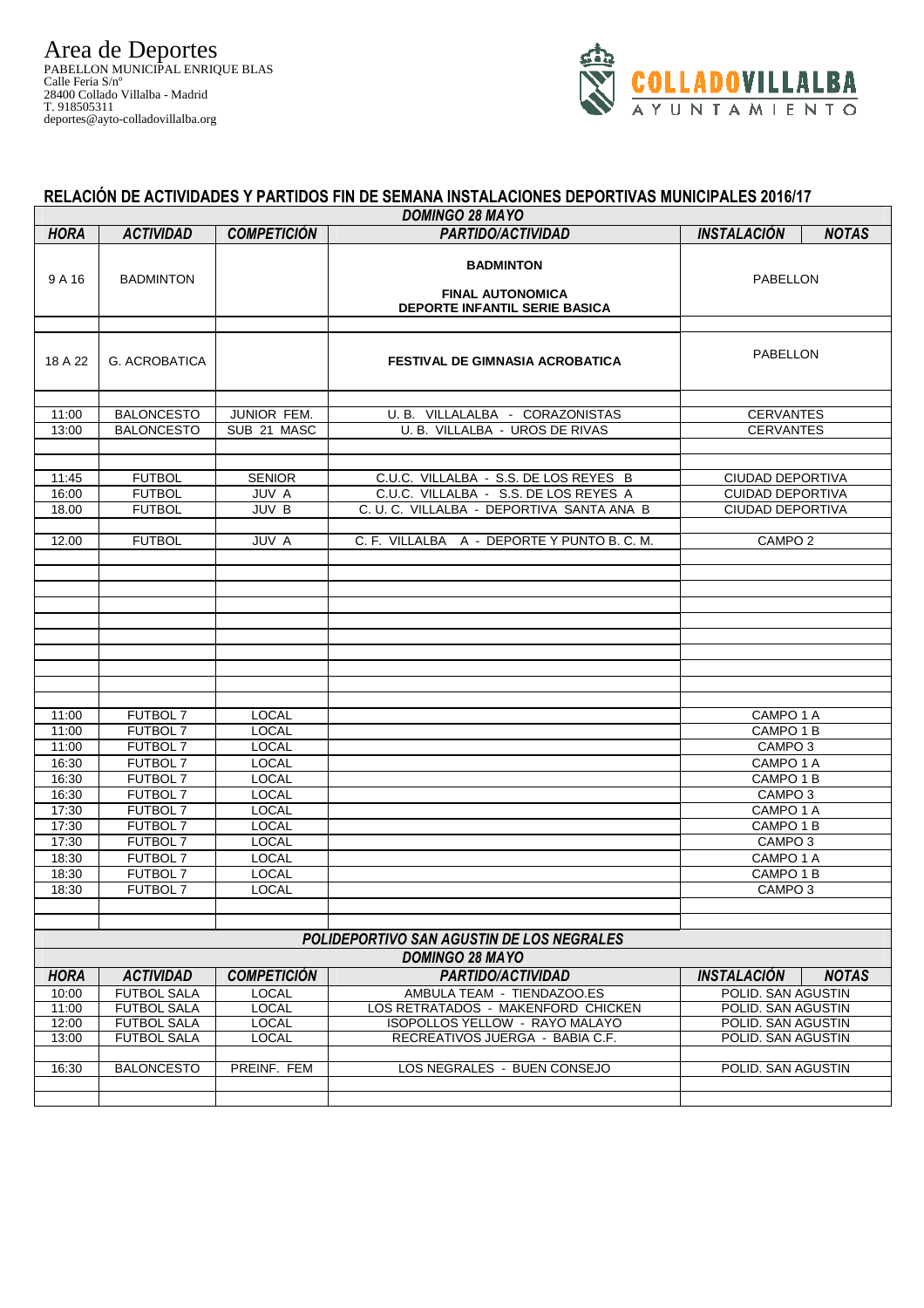Area de Deportes
PABELLON MUNICIPAL ENRIQUE BLAS
Calle Feria S/nº
28400 Collado Villalba - Madrid
T. 918505311
deportes@ayto-colladovillalba.org

COLLADOVILLALBA
AYUNTAMIENTO

## RELACIÓN DE ACTIVIDADES Y PARTIDOS FIN DE SEMANA INSTALACIONES DEPORTIVAS MUNICIPALES 2016/17

***DOMINGO 28 MAYO***

| HORA | ACTIVIDAD | COMPETICIÓN | PARTIDO/ACTIVIDAD | INSTALACIÓN | NOTAS |
|---|---|---|---|---|---|
| 9 A 16 | BADMINTON | | **BADMINTON** **FINAL AUTONOMICA DEPORTE INFANTIL SERIE BASICA** | PABELLON | |
| 18 A 22 | G. ACROBATICA | | **FESTIVAL DE GIMNASIA ACROBATICA** | PABELLON | |
| 11:00 | BALONCESTO | JUNIOR FEM. | U. B. VILLALALBA - CORAZONISTAS | CERVANTES | |
| 13:00 | BALONCESTO | SUB 21 MASC | U. B. VILLALBA - UROS DE RIVAS | CERVANTES | |
| 11:45 | FUTBOL | SENIOR | C.U.C. VILLALBA - S.S. DE LOS REYES B | CIUDAD DEPORTIVA | |
| 16:00 | FUTBOL | JUV A | C.U.C. VILLALBA - S.S. DE LOS REYES A | CUIDAD DEPORTIVA | |
| 18.00 | FUTBOL | JUV B | C. U. C. VILLALBA - DEPORTIVA SANTA ANA B | CIUDAD DEPORTIVA | |
| 12.00 | FUTBOL | JUV A | C. F. VILLALBA A - DEPORTE Y PUNTO B. C. M. | CAMPO 2 | |
| 11:00 | FUTBOL 7 | LOCAL | | CAMPO 1 A | |
| 11:00 | FUTBOL 7 | LOCAL | | CAMPO 1 B | |
| 11:00 | FUTBOL 7 | LOCAL | | CAMPO 3 | |
| 16:30 | FUTBOL 7 | LOCAL | | CAMPO 1 A | |
| 16:30 | FUTBOL 7 | LOCAL | | CAMPO 1 B | |
| 16:30 | FUTBOL 7 | LOCAL | | CAMPO 3 | |
| 17:30 | FUTBOL 7 | LOCAL | | CAMPO 1 A | |
| 17:30 | FUTBOL 7 | LOCAL | | CAMPO 1 B | |
| 17:30 | FUTBOL 7 | LOCAL | | CAMPO 3 | |
| 18:30 | FUTBOL 7 | LOCAL | | CAMPO 1 A | |
| 18:30 | FUTBOL 7 | LOCAL | | CAMPO 1 B | |
| 18:30 | FUTBOL 7 | LOCAL | | CAMPO 3 | |

***POLIDEPORTIVO SAN AGUSTIN DE LOS NEGRALES***

***DOMINGO 28 MAYO***

| HORA | ACTIVIDAD | COMPETICIÓN | PARTIDO/ACTIVIDAD | INSTALACIÓN | NOTAS |
|---|---|---|---|---|---|
| 10:00 | FUTBOL SALA | LOCAL | AMBULA TEAM - TIENDAZOO.ES | POLID. SAN AGUSTIN | |
| 11:00 | FUTBOL SALA | LOCAL | LOS RETRATADOS - MAKENFORD CHICKEN | POLID. SAN AGUSTIN | |
| 12:00 | FUTBOL SALA | LOCAL | ISOPOLLOS YELLOW - RAYO MALAYO | POLID. SAN AGUSTIN | |
| 13:00 | FUTBOL SALA | LOCAL | RECREATIVOS JUERGA - BABIA C.F. | POLID. SAN AGUSTIN | |
| 16:30 | BALONCESTO | PREINF. FEM | LOS NEGRALES - BUEN CONSEJO | POLID. SAN AGUSTIN | |